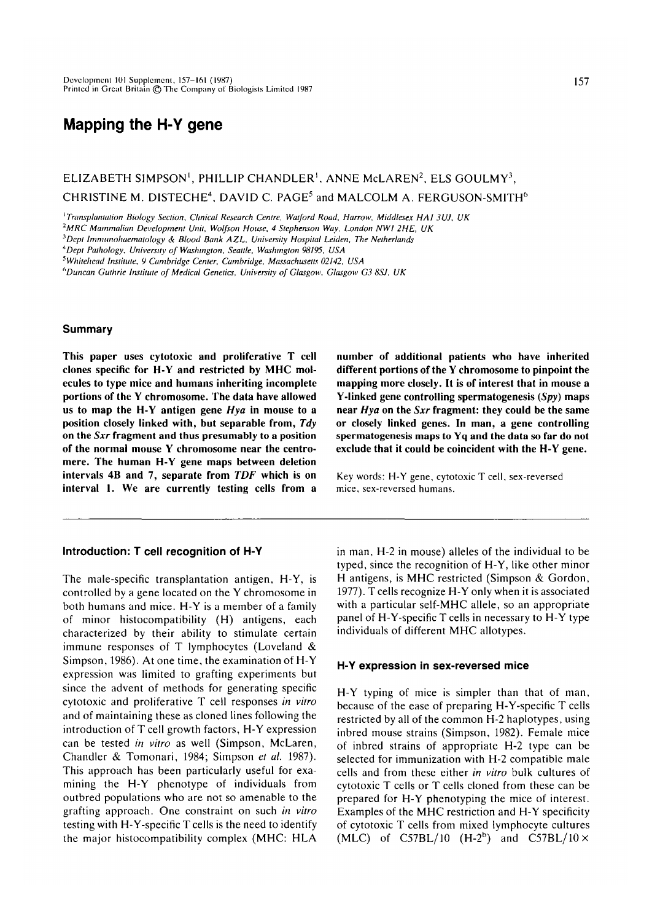# Mapping the H-Y gene

ELIZABETH SIMPSON[1], PHILLIP CHANDLER[1], ANNE McLAREN[2], ELS GOULMY[3], CHRISTINE M. DISTECHE[4], DAVID C. PAGE[5] and MALCOLM A. FERGUSON-SMITH[6]

[1]*Transplantation Biology Section, Clinical Research Centre, Watford Road, Harrow, Middlesex HA1 3UJ, UK*
[2]*MRC Mammalian Development Unit, Wolfson House, 4 Stephenson Way, London NW1 2HE, UK*
[3]*Dept Immunohaematology & Blood Bank AZL, University Hospital Leiden, The Netherlands*
[4]*Dept Pathology, University of Washington, Seattle, Washington 98195, USA*
[5]*Whitehead Institute, 9 Cambridge Center, Cambridge, Massachusetts 02142, USA*
[6]*Duncan Guthrie Institute of Medical Genetics, University of Glasgow, Glasgow G3 8SJ, UK*

## Summary

**This paper uses cytotoxic and proliferative T cell clones specific for H-Y and restricted by MHC molecules to type mice and humans inheriting incomplete portions of the Y chromosome. The data have allowed us to map the H-Y antigen gene *Hya* in mouse to a position closely linked with, but separable from, *Tdy* on the *Sxr* fragment and thus presumably to a position of the normal mouse Y chromosome near the centromere. The human H-Y gene maps between deletion intervals 4B and 7, separate from *TDF* which is on interval 1. We are currently testing cells from a number of additional patients who have inherited different portions of the Y chromosome to pinpoint the mapping more closely. It is of interest that in mouse a Y-linked gene controlling spermatogenesis (*Spy*) maps near *Hya* on the *Sxr* fragment: they could be the same or closely linked genes. In man, a gene controlling spermatogenesis maps to Yq and the data so far do not exclude that it could be coincident with the H-Y gene.**

Key words: H-Y gene, cytotoxic T cell, sex-reversed mice, sex-reversed humans.

## Introduction: T cell recognition of H-Y

The male-specific transplantation antigen, H-Y, is controlled by a gene located on the Y chromosome in both humans and mice. H-Y is a member of a family of minor histocompatibility (H) antigens, each characterized by their ability to stimulate certain immune responses of T lymphocytes (Loveland & Simpson, 1986). At one time, the examination of H-Y expression was limited to grafting experiments but since the advent of methods for generating specific cytotoxic and proliferative T cell responses *in vitro* and of maintaining these as cloned lines following the introduction of T cell growth factors, H-Y expression can be tested *in vitro* as well (Simpson, McLaren, Chandler & Tomonari, 1984; Simpson *et al.* 1987). This approach has been particularly useful for examining the H-Y phenotype of individuals from outbred populations who are not so amenable to the grafting approach. One constraint on such *in vitro* testing with H-Y-specific T cells is the need to identify the major histocompatibility complex (MHC: HLA in man, H-2 in mouse) alleles of the individual to be typed, since the recognition of H-Y, like other minor H antigens, is MHC restricted (Simpson & Gordon, 1977). T cells recognize H-Y only when it is associated with a particular self-MHC allele, so an appropriate panel of H-Y-specific T cells in necessary to H-Y type individuals of different MHC allotypes.

## H-Y expression in sex-reversed mice

H-Y typing of mice is simpler than that of man, because of the ease of preparing H-Y-specific T cells restricted by all of the common H-2 haplotypes, using inbred mouse strains (Simpson, 1982). Female mice of inbred strains of appropriate H-2 type can be selected for immunization with H-2 compatible male cells and from these either *in vitro* bulk cultures of cytotoxic T cells or T cells cloned from these can be prepared for H-Y phenotyping the mice of interest. Examples of the MHC restriction and H-Y specificity of cytotoxic T cells from mixed lymphocyte cultures (MLC) of C57BL/10 (H-2$^b$) and C57BL/10 ×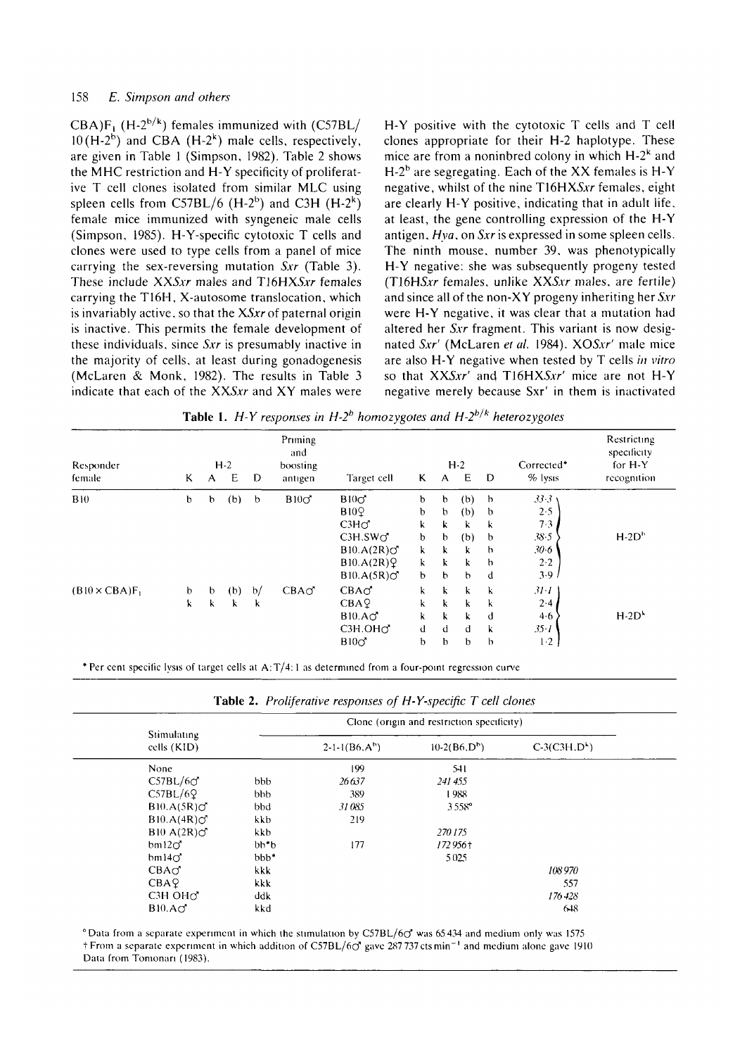CBA)F$_1$ (H-2$^{b/k}$) females immunized with (C57BL/10(H-2$^b$) and CBA (H-2$^k$) male cells, respectively, are given in Table 1 (Simpson, 1982). Table 2 shows the MHC restriction and H-Y specificity of proliferative T cell clones isolated from similar MLC using spleen cells from C57BL/6 (H-2$^b$) and C3H (H-2$^k$) female mice immunized with syngeneic male cells (Simpson, 1985). H-Y-specific cytotoxic T cells and clones were used to type cells from a panel of mice carrying the sex-reversing mutation *Sxr* (Table 3). These include XX*Sxr* males and T16HX*Sxr* females carrying the T16H, X-autosome translocation, which is invariably active, so that the X*Sxr* of paternal origin is inactive. This permits the female development of these individuals, since *Sxr* is presumably inactive in the majority of cells, at least during gonadogenesis (McLaren & Monk, 1982). The results in Table 3 indicate that each of the XX*Sxr* and XY males were H-Y positive with the cytotoxic T cells and T cell clones appropriate for their H-2 haplotype. These mice are from a noninbred colony in which H-2$^k$ and H-2$^b$ are segregating. Each of the XX females is H-Y negative, whilst of the nine T16HX*Sxr* females, eight are clearly H-Y positive, indicating that in adult life, at least, the gene controlling expression of the H-Y antigen, *Hya*, on *Sxr* is expressed in some spleen cells. The ninth mouse, number 39, was phenotypically H-Y negative: she was subsequently progeny tested (T16H*Sxr* females, unlike XX*Sxr* males, are fertile) and since all of the non-XY progeny inheriting her *Sxr* were H-Y negative, it was clear that a mutation had altered her *Sxr* fragment. This variant is now designated *Sxr'* (McLaren *et al.* 1984). XO*Sxr'* male mice are also H-Y negative when tested by T cells *in vitro* so that XX*Sxr'* and T16HX*Sxr'* mice are not H-Y negative merely because Sxr' in them is inactivated

**Table 1.** *H-Y responses in H-2$^b$ homozygotes and H-2$^{b/k}$ heterozygotes*

| Responder female | H-2 K | H-2 A | H-2 E | H-2 D | Priming and boosting antigen | Target cell | H-2 K | H-2 A | H-2 E | H-2 D | Corrected* % lysis | Restricting specificity for H-Y recognition |
|---|---|---|---|---|---|---|---|---|---|---|---|---|
| B10 | b | b | (b) | b | B10♂ | B10♂ | b | b | (b) | b | *33·3* | H-2D$^b$ |
| | | | | | | B10♀ | b | b | (b) | b | 2·5 | |
| | | | | | | C3H♂ | k | k | k | k | 7·3 | |
| | | | | | | C3H.SW♂ | b | b | (b) | b | *38·5* | |
| | | | | | | B10.A(2R)♂ | k | k | k | b | *30·6* | |
| | | | | | | B10.A(2R)♀ | k | k | k | b | 2·2 | |
| | | | | | | B10.A(5R)♂ | b | b | b | d | 3·9 | |
| (B10 × CBA)F$_1$ | b | b | (b) | b/ | CBA♂ | CBA♂ | k | k | k | k | *31·1* | H-2D$^k$ |
| | k | k | k | k | | CBA♀ | k | k | k | k | 2·4 | |
| | | | | | | B10.A♂ | k | k | k | d | 4·6 | |
| | | | | | | C3H.OH♂ | d | d | d | k | *35·1* | |
| | | | | | | B10♂ | b | b | b | b | 1·2 | |

\* Per cent specific lysis of target cells at A:T/4:1 as determined from a four-point regression curve

**Table 2.** *Proliferative responses of H-Y-specific T cell clones*

| Stimulating cells (KID) | | 2-1-1(B6,A$^b$) | 10-2(B6,D$^b$) | C-3(C3H,D$^k$) |
|---|---|---|---|---|
| None | | 199 | 541 | |
| C57BL/6♂ | bbb | *26637* | *241455* | |
| C57BL/6♀ | bbb | 389 | 1988 | |
| B10.A(5R)♂ | bbd | *31085* | 3558° | |
| B10.A(4R)♂ | kkb | 219 | | |
| B10 A(2R)♂ | kkb | | *270175* | |
| bm12♂ | bb*b | 177 | *172956*† | |
| bm14♂ | bbb* | | 5025 | |
| CBA♂ | kkk | | | *108970* |
| CBA♀ | kkk | | | 557 |
| C3H OH♂ | ddk | | | *176428* |
| B10.A♂ | kkd | | | 648 |

° Data from a separate experiment in which the stimulation by C57BL/6♂ was 65434 and medium only was 1575
† From a separate experiment in which addition of C57BL/6♂ gave 287737 cts min$^{-1}$ and medium alone gave 1910
Data from Tomonari (1983).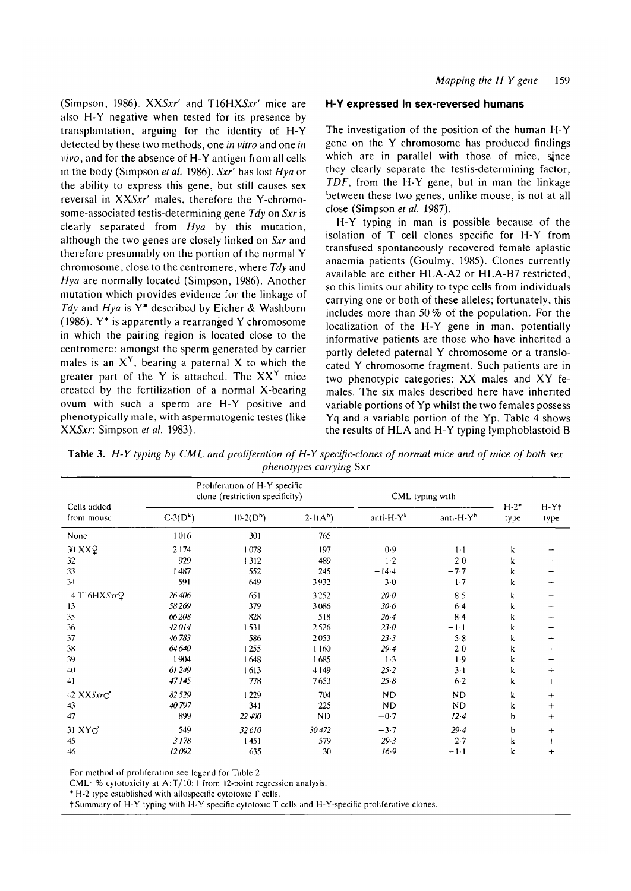(Simpson, 1986). XX*Sxr'* and T16HX*Sxr'* mice are also H-Y negative when tested for its presence by transplantation, arguing for the identity of H-Y detected by these two methods, one *in vitro* and one *in vivo*, and for the absence of H-Y antigen from all cells in the body (Simpson *et al.* 1986). *Sxr'* has lost *Hya* or the ability to express this gene, but still causes sex reversal in XX*Sxr'* males, therefore the Y-chromosome-associated testis-determining gene *Tdy* on *Sxr* is clearly separated from *Hya* by this mutation, although the two genes are closely linked on *Sxr* and therefore presumably on the portion of the normal Y chromosome, close to the centromere, where *Tdy* and *Hya* are normally located (Simpson, 1986). Another mutation which provides evidence for the linkage of *Tdy* and *Hya* is Y* described by Eicher & Washburn (1986). Y* is apparently a rearranged Y chromosome in which the pairing region is located close to the centromere: amongst the sperm generated by carrier males is an $X^Y$, bearing a paternal X to which the greater part of the Y is attached. The $XX^Y$ mice created by the fertilization of a normal X-bearing ovum with such a sperm are H-Y positive and phenotypically male, with aspermatogenic testes (like XX*Sxr*: Simpson *et al.* 1983).

## H-Y expressed in sex-reversed humans

The investigation of the position of the human H-Y gene on the Y chromosome has produced findings which are in parallel with those of mice, since they clearly separate the testis-determining factor, *TDF*, from the H-Y gene, but in man the linkage between these two genes, unlike mouse, is not at all close (Simpson *et al.* 1987).

H-Y typing in man is possible because of the isolation of T cell clones specific for H-Y from transfused spontaneously recovered female aplastic anaemia patients (Goulmy, 1985). Clones currently available are either HLA-A2 or HLA-B7 restricted, so this limits our ability to type cells from individuals carrying one or both of these alleles; fortunately, this includes more than 50 % of the population. For the localization of the H-Y gene in man, potentially informative patients are those who have inherited a partly deleted paternal Y chromosome or a translocated Y chromosome fragment. Such patients are in two phenotypic categories: XX males and XY females. The six males described here have inherited variable portions of Yp whilst the two females possess Yq and a variable portion of the Yp. Table 4 shows the results of HLA and H-Y typing lymphoblastoid B

**Table 3.** *H-Y typing by CML and proliferation of H-Y specific-clones of normal mice and of mice of both sex phenotypes carrying* Sxr

| Cells added from mouse | Proliferation of H-Y specific clone (restriction specificity) | | | CML typing with | | H-2* type | H-Y† type |
|---|---|---|---|---|---|---|---|
| | C-3($D^k$) | 10-2($D^b$) | 2-1($A^b$) | anti-H-$Y^k$ | anti-H-$Y^b$ | | |
| None | 1016 | 301 | 765 | | | | |
| 30 XX♀ | 2174 | 1078 | 197 | 0·9 | 1·1 | k | – |
| 32 | 929 | 1312 | 489 | −1·2 | 2·0 | k | – |
| 33 | 1487 | 552 | 245 | −14·4 | −7·7 | k | – |
| 34 | 591 | 649 | 3932 | 3·0 | 1·7 | k | – |
| 4 T16HX*Sxr*♀ | *26406* | 651 | 3252 | *20·0* | 8·5 | k | + |
| 13 | *58269* | 379 | 3086 | *30·6* | 6·4 | k | + |
| 35 | *66208* | 828 | 518 | *26·4* | 8·4 | k | + |
| 36 | *42014* | 1531 | 2526 | *23·0* | −1·1 | k | + |
| 37 | *46783* | 586 | 2053 | *23·3* | 5·8 | k | + |
| 38 | *64640* | 1255 | 1160 | *29·4* | 2·0 | k | + |
| 39 | 1904 | 1648 | 1685 | 1·3 | 1·9 | k | – |
| 40 | *61249* | 1613 | 4149 | *25·2* | 3·1 | k | + |
| 41 | *47145* | 778 | 7653 | *25·8* | 6·2 | k | + |
| 42 XX*Sxr*♂ | *82529* | 1229 | 704 | ND | ND | k | + |
| 43 | *40797* | 341 | 225 | ND | ND | k | + |
| 47 | 899 | *22400* | ND | −0·7 | *12·4* | b | + |
| 31 XY♂ | 549 | *32610* | *30472* | −3·7 | *29·4* | b | + |
| 45 | *3178* | 1451 | 579 | *29·3* | 2·7 | k | + |
| 46 | *12092* | 635 | 30 | *16·9* | −1·1 | k | + |

For method of proliferation see legend for Table 2.
CML: % cytotoxicity at A:T/10:1 from 12-point regression analysis.
* H-2 type established with allospecific cytotoxic T cells.
† Summary of H-Y typing with H-Y specific cytotoxic T cells and H-Y-specific proliferative clones.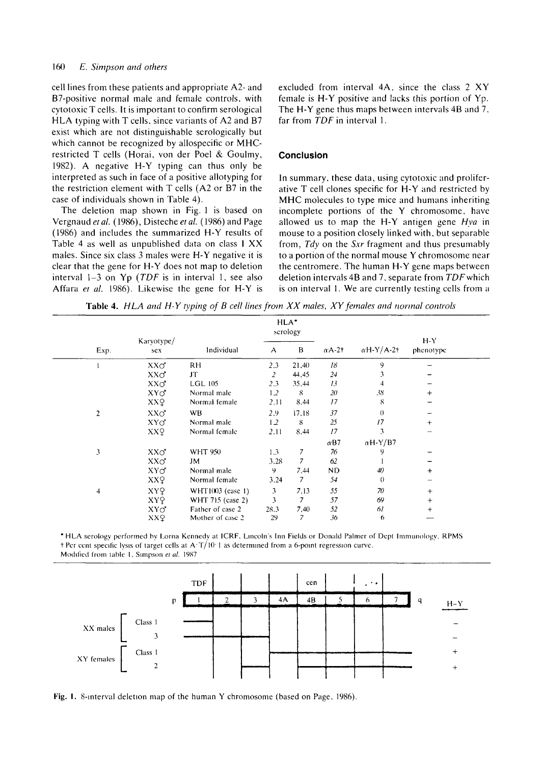cell lines from these patients and appropriate A2- and B7-positive normal male and female controls, with cytotoxic T cells. It is important to confirm serological HLA typing with T cells, since variants of A2 and B7 exist which are not distinguishable serologically but which cannot be recognized by allospecific or MHC-restricted T cells (Horai, von der Poel & Goulmy, 1982). A negative H-Y typing can thus only be interpreted as such in face of a positive allotyping for the restriction element with T cells (A2 or B7 in the case of individuals shown in Table 4).

The deletion map shown in Fig. 1 is based on Vergnaud *et al.* (1986), Disteche *et al.* (1986) and Page (1986) and includes the summarized H-Y results of Table 4 as well as unpublished data on class 1 XX males. Since six class 3 males were H-Y negative it is clear that the gene for H-Y does not map to deletion interval 1–3 on Yp (*TDF* is in interval 1, see also Affara *et al.* 1986). Likewise the gene for H-Y is excluded from interval 4A, since the class 2 XY female is H-Y positive and lacks this portion of Yp. The H-Y gene thus maps between intervals 4B and 7, far from *TDF* in interval 1.

## Conclusion

In summary, these data, using cytotoxic and proliferative T cell clones specific for H-Y and restricted by MHC molecules to type mice and humans inheriting incomplete portions of the Y chromosome, have allowed us to map the H-Y antigen gene *Hya* in mouse to a position closely linked with, but separable from, *Tdy* on the *Sxr* fragment and thus presumably to a portion of the normal mouse Y chromosome near the centromere. The human H-Y gene maps between deletion intervals 4B and 7, separate from *TDF* which is on interval 1. We are currently testing cells from a

**Table 4.** *HLA and H-Y typing of B cell lines from XX males, XY females and normal controls*

| Exp. | Karyotype/ sex | Individual | HLA* serology A | HLA* serology B | αA-2† | αH-Y/A-2† | H-Y phenotype |
|---|---|---|---|---|---|---|---|
| 1 | XX♂ | RH | 2,3 | 21,40 | *18* | 9 | − |
| | XX♂ | JT | *2* | 44,45 | *24* | 3 | − |
| | XX♂ | LGL 105 | 2,3 | 35,44 | *13* | 4 | − |
| | XY♂ | Normal male | 1,2 | 8 | *20* | *38* | + |
| | XX♀ | Normal female | 2,11 | 8,44 | *17* | 8 | − |
| 2 | XX♂ | WB | 2,9 | 17,18 | *37* | 0 | − |
| | XY♂ | Normal male | 1,2 | 8 | *25* | *17* | + |
| | XX♀ | Normal female | 2,11 | 8,44 | *17* | 3 | − |
| | | | | | αB7 | αH-Y/B7 | |
| 3 | XX♂ | WHT 950 | 1,3 | 7 | *76* | 9 | − |
| | XX♂ | JM | 3,28 | 7 | *62* | 1 | − |
| | XY♂ | Normal male | 9 | 7,44 | ND | *40* | + |
| | XX♀ | Normal female | 3,24 | 7 | *54* | 0 | − |
| 4 | XY♀ | WHT1003 (case 1) | 3 | 7,13 | *55* | *70* | + |
| | XY♀ | WHT 715 (case 2) | 3 | 7 | *57* | *69* | + |
| | XY♂ | Father of case 2 | 28,3 | 7,40 | *52* | *61* | + |
| | XX♀ | Mother of case 2 | 29 | 7 | *36* | 6 | − |

\* HLA serology performed by Lorna Kennedy at ICRF, Lincoln's Inn Fields or Donald Palmer of Dept Immunology, RPMS
† Per cent specific lysis of target cells at A:T/10:1 as determined from a 6-point regression curve.
Modified from table 1, Simpson *et al.* 1987

| | | TDF | | | | cen | | | | | |
|---|---|---|---|---|---|---|---|---|---|---|---|
| | | p: 1 | 2 | 3 | 4A | 4B | 5 | 6 | 7 | q | H-Y |
| XX males | Class 1 | present | | | | | | | | | − |
| | 3 | present | present | present | | | | | | | − |
| XY females | Class 1 | | | | | present | present | present | present | | + |
| | 2 | | | | | present | present | present | present | | + |

**Fig. 1.** 8-interval deletion map of the human Y chromosome (based on Page, 1986).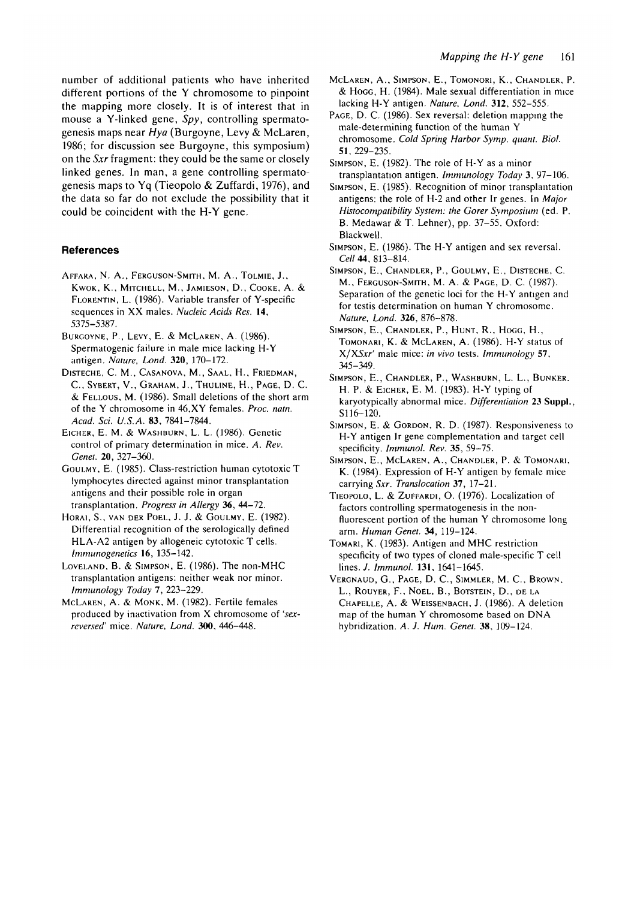number of additional patients who have inherited different portions of the Y chromosome to pinpoint the mapping more closely. It is of interest that in mouse a Y-linked gene, *Spy*, controlling spermatogenesis maps near *Hya* (Burgoyne, Levy & McLaren, 1986; for discussion see Burgoyne, this symposium) on the *Sxr* fragment: they could be the same or closely linked genes. In man, a gene controlling spermatogenesis maps to Yq (Tieopolo & Zuffardi, 1976), and the data so far do not exclude the possibility that it could be coincident with the H-Y gene.

## References

Affara, N. A., Ferguson-Smith, M. A., Tolmie, J., Kwok, K., Mitchell, M., Jamieson, D., Cooke, A. & Florentin, L. (1986). Variable transfer of Y-specific sequences in XX males. *Nucleic Acids Res.* **14**, 5375–5387.

Burgoyne, P., Levy, E. & McLaren, A. (1986). Spermatogenic failure in male mice lacking H-Y antigen. *Nature, Lond.* **320**, 170–172.

Disteche, C. M., Casanova, M., Saal, H., Friedman, C., Sybert, V., Graham, J., Thuline, H., Page, D. C. & Fellous, M. (1986). Small deletions of the short arm of the Y chromosome in 46,XY females. *Proc. natn. Acad. Sci. U.S.A.* **83**, 7841–7844.

Eicher, E. M. & Washburn, L. L. (1986). Genetic control of primary determination in mice. *A. Rev. Genet.* **20**, 327–360.

Goulmy, E. (1985). Class-restriction human cytotoxic T lymphocytes directed against minor transplantation antigens and their possible role in organ transplantation. *Progress in Allergy* **36**, 44–72.

Horai, S., van der Poel, J. J. & Goulmy, E. (1982). Differential recognition of the serologically defined HLA-A2 antigen by allogeneic cytotoxic T cells. *Immunogenetics* **16**, 135–142.

Loveland, B. & Simpson, E. (1986). The non-MHC transplantation antigens: neither weak nor minor. *Immunology Today* **7**, 223–229.

McLaren, A. & Monk, M. (1982). Fertile females produced by inactivation from X chromosome of '*sex-reversed*' mice. *Nature, Lond.* **300**, 446–448.

McLaren, A., Simpson, E., Tomonori, K., Chandler, P. & Hogg, H. (1984). Male sexual differentiation in mice lacking H-Y antigen. *Nature, Lond.* **312**, 552–555.

Page, D. C. (1986). Sex reversal: deletion mapping the male-determining function of the human Y chromosome. *Cold Spring Harbor Symp. quant. Biol.* **51**, 229–235.

Simpson, E. (1982). The role of H-Y as a minor transplantation antigen. *Immunology Today* **3**, 97–106.

Simpson, E. (1985). Recognition of minor transplantation antigens: the role of H-2 and other Ir genes. In *Major Histocompatibility System: the Gorer Symposium* (ed. P. B. Medawar & T. Lehner), pp. 37–55. Oxford: Blackwell.

Simpson, E. (1986). The H-Y antigen and sex reversal. *Cell* **44**, 813–814.

Simpson, E., Chandler, P., Goulmy, E., Disteche, C. M., Ferguson-Smith, M. A. & Page, D. C. (1987). Separation of the genetic loci for the H-Y antigen and for testis determination on human Y chromosome. *Nature, Lond.* **326**, 876–878.

Simpson, E., Chandler, P., Hunt, R., Hogg, H., Tomonari, K. & McLaren, A. (1986). H-Y status of X/X*Sxr'* male mice: *in vivo* tests. *Immunology* **57**, 345–349.

Simpson, E., Chandler, P., Washburn, L. L., Bunker, H. P. & Eicher, E. M. (1983). H-Y typing of karyotypically abnormal mice. *Differentiation* **23 Suppl.**, S116–120.

Simpson, E. & Gordon, R. D. (1987). Responsiveness to H-Y antigen Ir gene complementation and target cell specificity. *Immunol. Rev.* **35**, 59–75.

Simpson, E., McLaren, A., Chandler, P. & Tomonari, K. (1984). Expression of H-Y antigen by female mice carrying *Sxr*. *Translocation* **37**, 17–21.

Tieopolo, L. & Zuffardi, O. (1976). Localization of factors controlling spermatogenesis in the non-fluorescent portion of the human Y chromosome long arm. *Human Genet.* **34**, 119–124.

Tomari, K. (1983). Antigen and MHC restriction specificity of two types of cloned male-specific T cell lines. *J. Immunol.* **131**, 1641–1645.

Vergnaud, G., Page, D. C., Simmler, M. C., Brown, L., Rouyer, F., Noel, B., Botstein, D., de la Chapelle, A. & Weissenbach, J. (1986). A deletion map of the human Y chromosome based on DNA hybridization. *A. J. Hum. Genet.* **38**, 109–124.